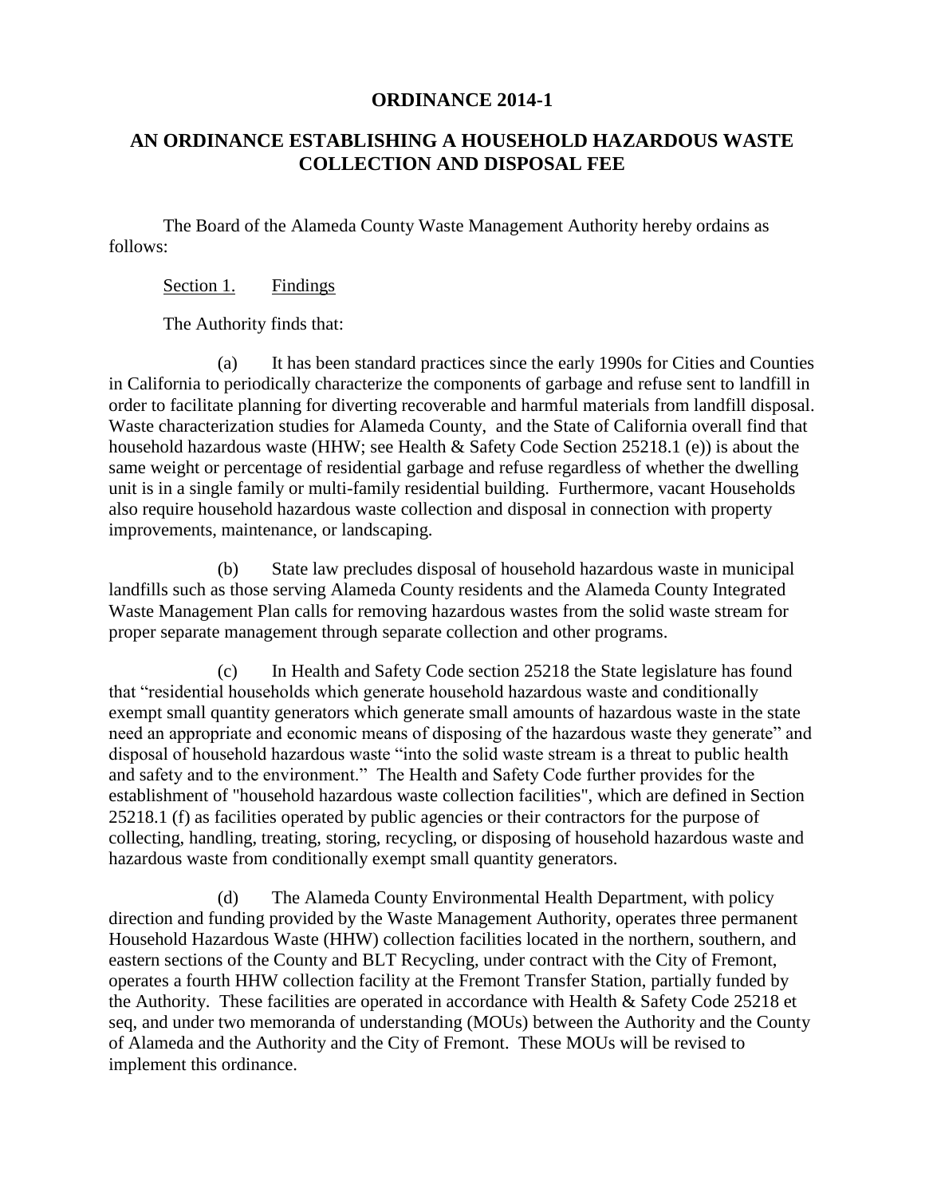# ORDINANCE 2014-1

## AN ORDINANCE ESTABLISHING A HOUSEHOLD HAZARDOUS WASTE COLLECTION AND DISPOSAL FEE

The Board of the Alameda County Waste Management Authority hereby ordains as follows:

Section 1. Findings

The Authority finds that:

(a) It has been standard practices since the early 1990s for Cities and Counties in California to periodically characterize the components of garbage and refuse sent to landfill in order to facilitate planning for diverting recoverable and harmful materials from landfill disposal. Waste characterization studies for Alameda County, and the State of California overall find that household hazardous waste (HHW; see Health & Safety Code Section 25218.1 (e)) is about the same weight or percentage of residential garbage and refuse regardless of whether the dwelling unit is in a single family or multi-family residential building. Furthermore, vacant Households also require household hazardous waste collection and disposal in connection with property improvements, maintenance, or landscaping.

(b) State law precludes disposal of household hazardous waste in municipal landfills such as those serving Alameda County residents and the Alameda County Integrated Waste Management Plan calls for removing hazardous wastes from the solid waste stream for proper separate management through separate collection and other programs.

(c) In Health and Safety Code section 25218 the State legislature has found that "residential households which generate household hazardous waste and conditionally exempt small quantity generators which generate small amounts of hazardous waste in the state need an appropriate and economic means of disposing of the hazardous waste they generate" and disposal of household hazardous waste "into the solid waste stream is a threat to public health and safety and to the environment." The Health and Safety Code further provides for the establishment of "household hazardous waste collection facilities", which are defined in Section 25218.1 (f) as facilities operated by public agencies or their contractors for the purpose of collecting, handling, treating, storing, recycling, or disposing of household hazardous waste and hazardous waste from conditionally exempt small quantity generators.

(d) The Alameda County Environmental Health Department, with policy direction and funding provided by the Waste Management Authority, operates three permanent Household Hazardous Waste (HHW) collection facilities located in the northern, southern, and eastern sections of the County and BLT Recycling, under contract with the City of Fremont, operates a fourth HHW collection facility at the Fremont Transfer Station, partially funded by the Authority. These facilities are operated in accordance with Health & Safety Code 25218 et seq, and under two memoranda of understanding (MOUs) between the Authority and the County of Alameda and the Authority and the City of Fremont. These MOUs will be revised to implement this ordinance.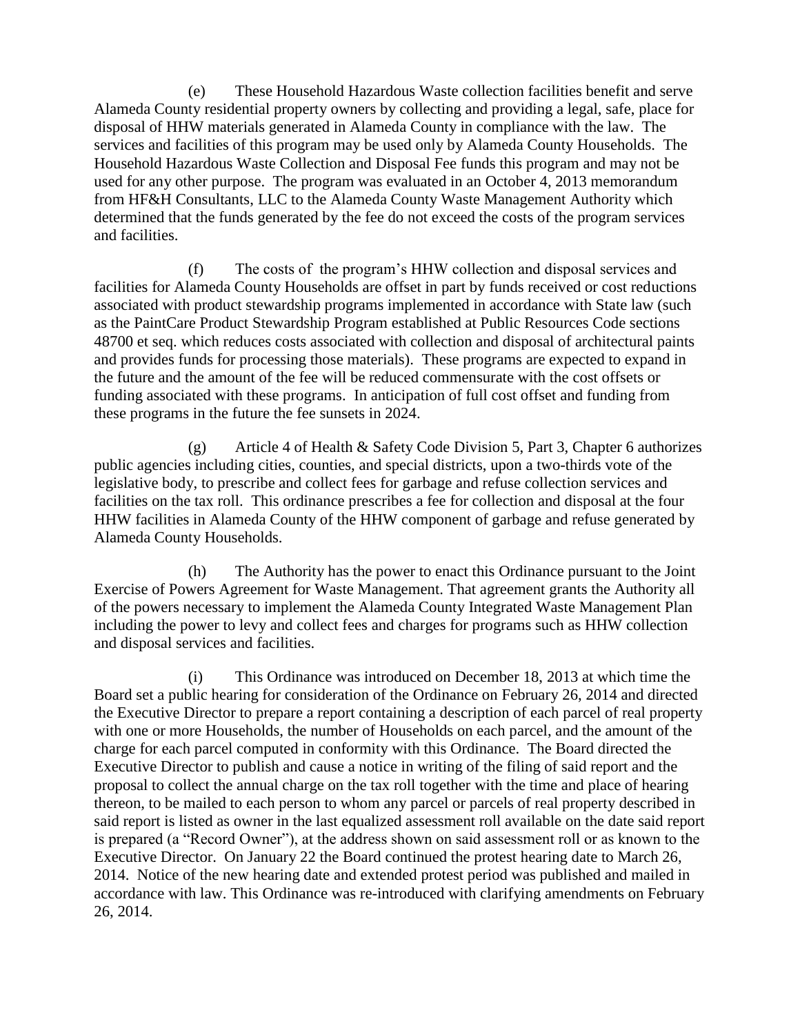(e) These Household Hazardous Waste collection facilities benefit and serve Alameda County residential property owners by collecting and providing a legal, safe, place for disposal of HHW materials generated in Alameda County in compliance with the law. The services and facilities of this program may be used only by Alameda County Households. The Household Hazardous Waste Collection and Disposal Fee funds this program and may not be used for any other purpose. The program was evaluated in an October 4, 2013 memorandum from HF&H Consultants, LLC to the Alameda County Waste Management Authority which determined that the funds generated by the fee do not exceed the costs of the program services and facilities.

(f) The costs of the program's HHW collection and disposal services and facilities for Alameda County Households are offset in part by funds received or cost reductions associated with product stewardship programs implemented in accordance with State law (such as the PaintCare Product Stewardship Program established at Public Resources Code sections 48700 et seq. which reduces costs associated with collection and disposal of architectural paints and provides funds for processing those materials). These programs are expected to expand in the future and the amount of the fee will be reduced commensurate with the cost offsets or funding associated with these programs. In anticipation of full cost offset and funding from these programs in the future the fee sunsets in 2024.

(g) Article 4 of Health & Safety Code Division 5, Part 3, Chapter 6 authorizes public agencies including cities, counties, and special districts, upon a two-thirds vote of the legislative body, to prescribe and collect fees for garbage and refuse collection services and facilities on the tax roll. This ordinance prescribes a fee for collection and disposal at the four HHW facilities in Alameda County of the HHW component of garbage and refuse generated by Alameda County Households.

(h) The Authority has the power to enact this Ordinance pursuant to the Joint Exercise of Powers Agreement for Waste Management. That agreement grants the Authority all of the powers necessary to implement the Alameda County Integrated Waste Management Plan including the power to levy and collect fees and charges for programs such as HHW collection and disposal services and facilities.

(i) This Ordinance was introduced on December 18, 2013 at which time the Board set a public hearing for consideration of the Ordinance on February 26, 2014 and directed the Executive Director to prepare a report containing a description of each parcel of real property with one or more Households, the number of Households on each parcel, and the amount of the charge for each parcel computed in conformity with this Ordinance. The Board directed the Executive Director to publish and cause a notice in writing of the filing of said report and the proposal to collect the annual charge on the tax roll together with the time and place of hearing thereon, to be mailed to each person to whom any parcel or parcels of real property described in said report is listed as owner in the last equalized assessment roll available on the date said report is prepared (a "Record Owner"), at the address shown on said assessment roll or as known to the Executive Director. On January 22 the Board continued the protest hearing date to March 26, 2014. Notice of the new hearing date and extended protest period was published and mailed in accordance with law. This Ordinance was re-introduced with clarifying amendments on February 26, 2014.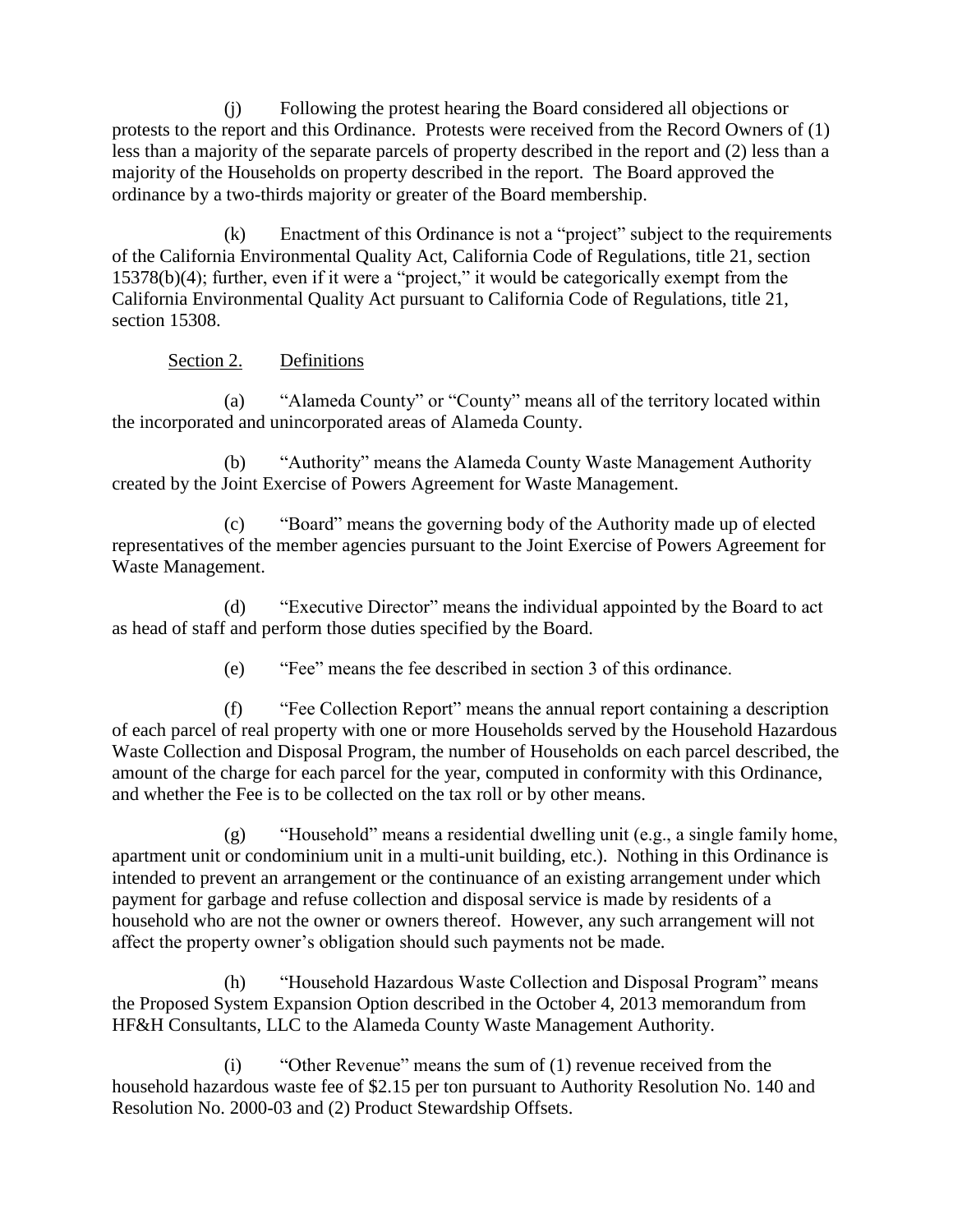(j) Following the protest hearing the Board considered all objections or protests to the report and this Ordinance. Protests were received from the Record Owners of (1) less than a majority of the separate parcels of property described in the report and (2) less than a majority of the Households on property described in the report. The Board approved the ordinance by a two-thirds majority or greater of the Board membership.

(k) Enactment of this Ordinance is not a "project" subject to the requirements of the California Environmental Quality Act, California Code of Regulations, title 21, section 15378(b)(4); further, even if it were a "project," it would be categorically exempt from the California Environmental Quality Act pursuant to California Code of Regulations, title 21, section 15308.

Section 2. Definitions

(a) "Alameda County" or "County" means all of the territory located within the incorporated and unincorporated areas of Alameda County.

(b) "Authority" means the Alameda County Waste Management Authority created by the Joint Exercise of Powers Agreement for Waste Management.

(c) "Board" means the governing body of the Authority made up of elected representatives of the member agencies pursuant to the Joint Exercise of Powers Agreement for Waste Management.

(d) "Executive Director" means the individual appointed by the Board to act as head of staff and perform those duties specified by the Board.

(e) "Fee" means the fee described in section 3 of this ordinance.

(f) "Fee Collection Report" means the annual report containing a description of each parcel of real property with one or more Households served by the Household Hazardous Waste Collection and Disposal Program, the number of Households on each parcel described, the amount of the charge for each parcel for the year, computed in conformity with this Ordinance, and whether the Fee is to be collected on the tax roll or by other means.

(g) "Household" means a residential dwelling unit (e.g., a single family home, apartment unit or condominium unit in a multi-unit building, etc.). Nothing in this Ordinance is intended to prevent an arrangement or the continuance of an existing arrangement under which payment for garbage and refuse collection and disposal service is made by residents of a household who are not the owner or owners thereof. However, any such arrangement will not affect the property owner's obligation should such payments not be made.

(h) "Household Hazardous Waste Collection and Disposal Program" means the Proposed System Expansion Option described in the October 4, 2013 memorandum from HF&H Consultants, LLC to the Alameda County Waste Management Authority.

(i) "Other Revenue" means the sum of (1) revenue received from the household hazardous waste fee of $2.15 per ton pursuant to Authority Resolution No. 140 and Resolution No. 2000-03 and (2) Product Stewardship Offsets.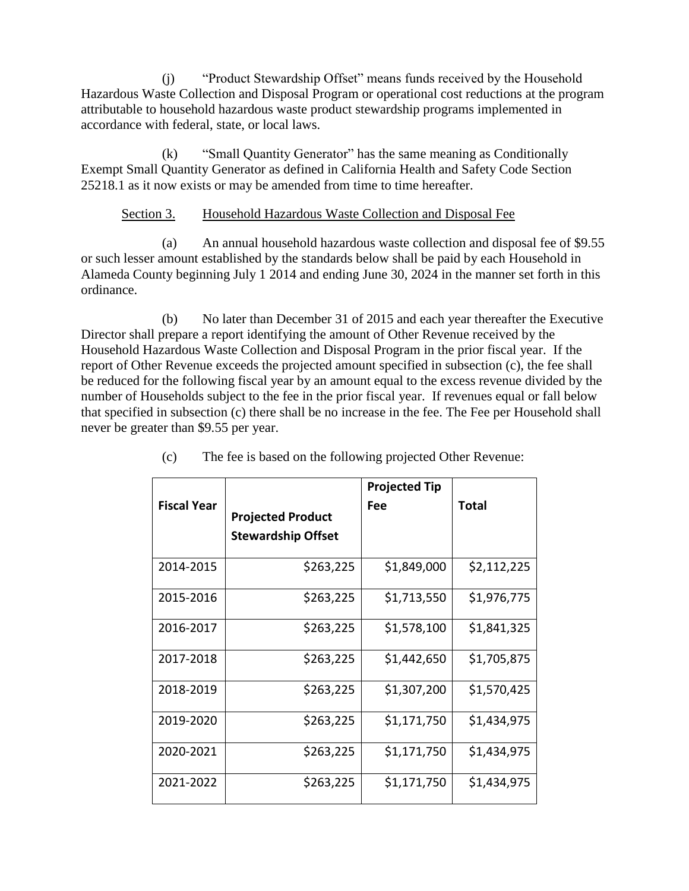(j) "Product Stewardship Offset" means funds received by the Household Hazardous Waste Collection and Disposal Program or operational cost reductions at the program attributable to household hazardous waste product stewardship programs implemented in accordance with federal, state, or local laws.

(k) "Small Quantity Generator" has the same meaning as Conditionally Exempt Small Quantity Generator as defined in California Health and Safety Code Section 25218.1 as it now exists or may be amended from time to time hereafter.

Section 3. Household Hazardous Waste Collection and Disposal Fee

(a) An annual household hazardous waste collection and disposal fee of $9.55 or such lesser amount established by the standards below shall be paid by each Household in Alameda County beginning July 1 2014 and ending June 30, 2024 in the manner set forth in this ordinance.

(b) No later than December 31 of 2015 and each year thereafter the Executive Director shall prepare a report identifying the amount of Other Revenue received by the Household Hazardous Waste Collection and Disposal Program in the prior fiscal year. If the report of Other Revenue exceeds the projected amount specified in subsection (c), the fee shall be reduced for the following fiscal year by an amount equal to the excess revenue divided by the number of Households subject to the fee in the prior fiscal year. If revenues equal or fall below that specified in subsection (c) there shall be no increase in the fee. The Fee per Household shall never be greater than $9.55 per year.

(c) The fee is based on the following projected Other Revenue:

| Fiscal Year | Projected Product Stewardship Offset | Projected Tip Fee | Total |
|---|---|---|---|
| 2014-2015 | $263,225 | $1,849,000 | $2,112,225 |
| 2015-2016 | $263,225 | $1,713,550 | $1,976,775 |
| 2016-2017 | $263,225 | $1,578,100 | $1,841,325 |
| 2017-2018 | $263,225 | $1,442,650 | $1,705,875 |
| 2018-2019 | $263,225 | $1,307,200 | $1,570,425 |
| 2019-2020 | $263,225 | $1,171,750 | $1,434,975 |
| 2020-2021 | $263,225 | $1,171,750 | $1,434,975 |
| 2021-2022 | $263,225 | $1,171,750 | $1,434,975 |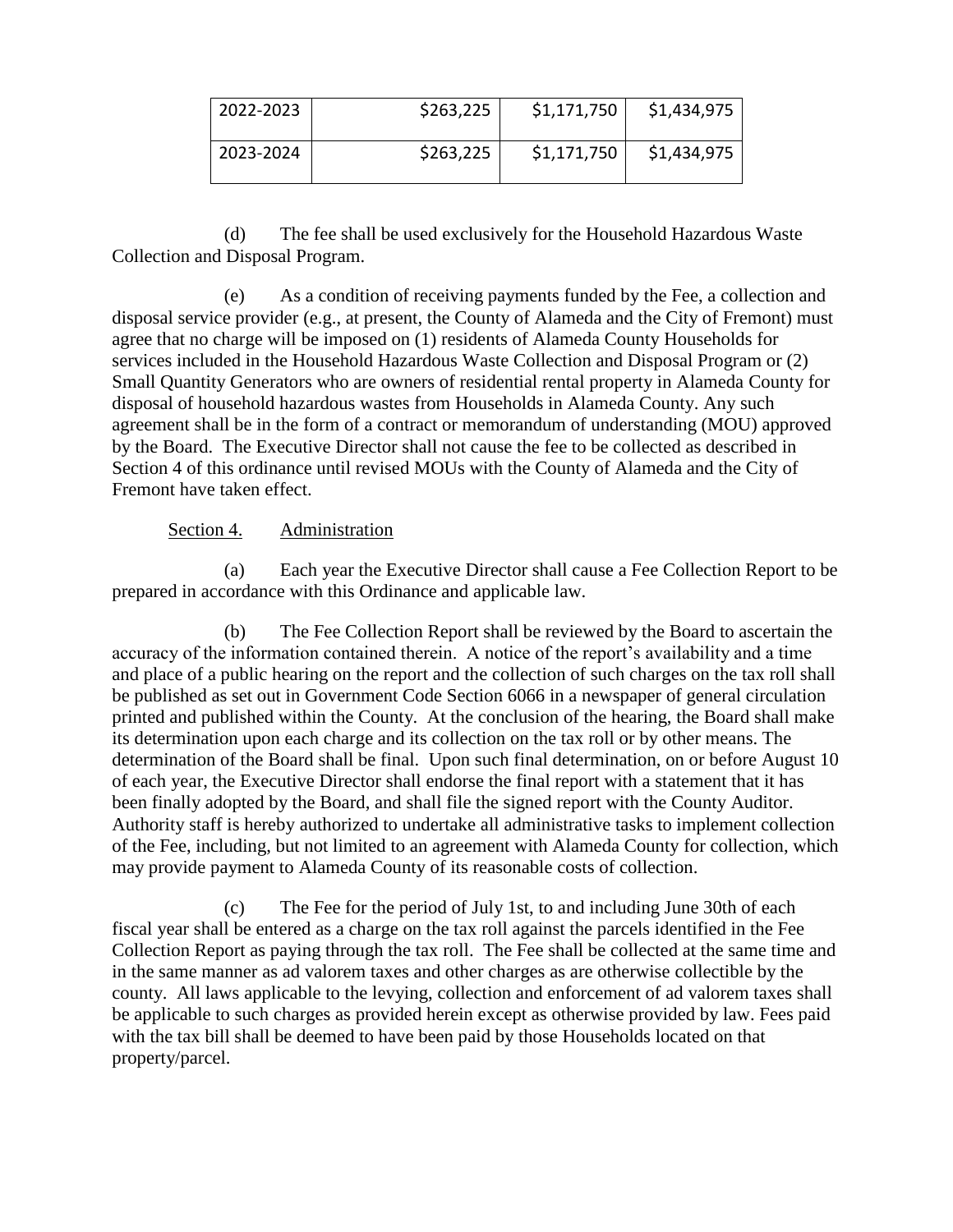| 2022-2023 | $263,225 | $1,171,750 | $1,434,975 |
|---|---|---|---|
| 2023-2024 | $263,225 | $1,171,750 | $1,434,975 |

(d) The fee shall be used exclusively for the Household Hazardous Waste Collection and Disposal Program.

(e) As a condition of receiving payments funded by the Fee, a collection and disposal service provider (e.g., at present, the County of Alameda and the City of Fremont) must agree that no charge will be imposed on (1) residents of Alameda County Households for services included in the Household Hazardous Waste Collection and Disposal Program or (2) Small Quantity Generators who are owners of residential rental property in Alameda County for disposal of household hazardous wastes from Households in Alameda County. Any such agreement shall be in the form of a contract or memorandum of understanding (MOU) approved by the Board. The Executive Director shall not cause the fee to be collected as described in Section 4 of this ordinance until revised MOUs with the County of Alameda and the City of Fremont have taken effect.

Section 4. Administration

(a) Each year the Executive Director shall cause a Fee Collection Report to be prepared in accordance with this Ordinance and applicable law.

(b) The Fee Collection Report shall be reviewed by the Board to ascertain the accuracy of the information contained therein. A notice of the report's availability and a time and place of a public hearing on the report and the collection of such charges on the tax roll shall be published as set out in Government Code Section 6066 in a newspaper of general circulation printed and published within the County. At the conclusion of the hearing, the Board shall make its determination upon each charge and its collection on the tax roll or by other means. The determination of the Board shall be final. Upon such final determination, on or before August 10 of each year, the Executive Director shall endorse the final report with a statement that it has been finally adopted by the Board, and shall file the signed report with the County Auditor. Authority staff is hereby authorized to undertake all administrative tasks to implement collection of the Fee, including, but not limited to an agreement with Alameda County for collection, which may provide payment to Alameda County of its reasonable costs of collection.

(c) The Fee for the period of July 1st, to and including June 30th of each fiscal year shall be entered as a charge on the tax roll against the parcels identified in the Fee Collection Report as paying through the tax roll. The Fee shall be collected at the same time and in the same manner as ad valorem taxes and other charges as are otherwise collectible by the county. All laws applicable to the levying, collection and enforcement of ad valorem taxes shall be applicable to such charges as provided herein except as otherwise provided by law. Fees paid with the tax bill shall be deemed to have been paid by those Households located on that property/parcel.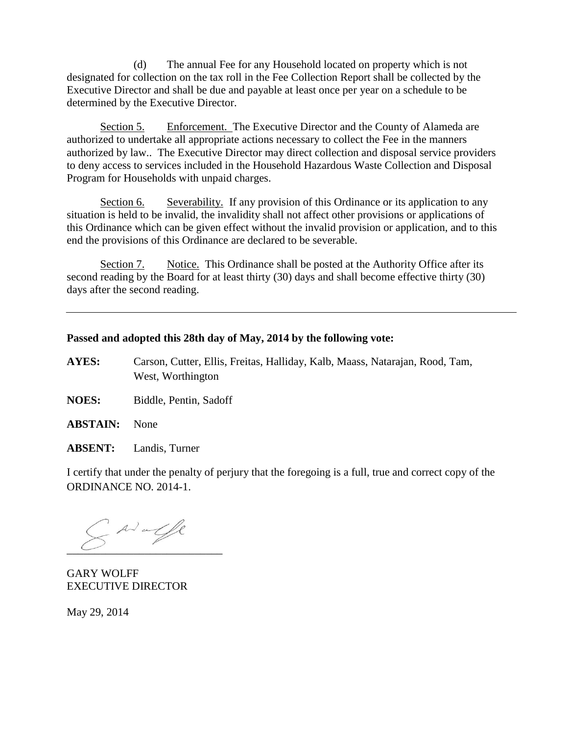(d) The annual Fee for any Household located on property which is not designated for collection on the tax roll in the Fee Collection Report shall be collected by the Executive Director and shall be due and payable at least once per year on a schedule to be determined by the Executive Director.

Section 5. Enforcement. The Executive Director and the County of Alameda are authorized to undertake all appropriate actions necessary to collect the Fee in the manners authorized by law.. The Executive Director may direct collection and disposal service providers to deny access to services included in the Household Hazardous Waste Collection and Disposal Program for Households with unpaid charges.

Section 6. Severability. If any provision of this Ordinance or its application to any situation is held to be invalid, the invalidity shall not affect other provisions or applications of this Ordinance which can be given effect without the invalid provision or application, and to this end the provisions of this Ordinance are declared to be severable.

Section 7. Notice. This Ordinance shall be posted at the Authority Office after its second reading by the Board for at least thirty (30) days and shall become effective thirty (30) days after the second reading.

---

**Passed and adopted this 28th day of May, 2014 by the following vote:**

**AYES:** Carson, Cutter, Ellis, Freitas, Halliday, Kalb, Maass, Natarajan, Rood, Tam, West, Worthington

**NOES:** Biddle, Pentin, Sadoff

**ABSTAIN:** None

**ABSENT:** Landis, Turner

I certify that under the penalty of perjury that the foregoing is a full, true and correct copy of the ORDINANCE NO. 2014-1.

\_\_\_\_\_\_\_\_\_\_\_\_\_\_\_\_\_\_\_\_\_\_\_\_\_\_\_\_

GARY WOLFF
EXECUTIVE DIRECTOR

May 29, 2014